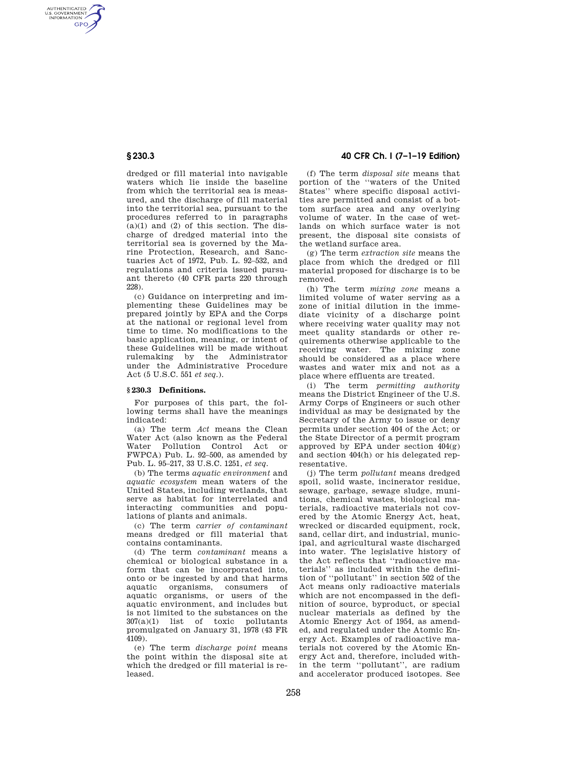dredged or fill material into navigable waters which lie inside the baseline from which the territorial sea is measured, and the discharge of fill material into the territorial sea, pursuant to the procedures referred to in paragraphs (a)(1) and (2) of this section. The discharge of dredged material into the territorial sea is governed by the Marine Protection, Research, and Sanctuaries Act of 1972, Pub. L. 92–532, and regulations and criteria issued pursuant thereto (40 CFR parts 220 through 228).

(c) Guidance on interpreting and implementing these Guidelines may be prepared jointly by EPA and the Corps at the national or regional level from time to time. No modifications to the basic application, meaning, or intent of these Guidelines will be made without rulemaking by the Administrator under the Administrative Procedure Act (5 U.S.C. 551 *et seq.*).

### § 230.3 Definitions.

For purposes of this part, the following terms shall have the meanings indicated:

(a) The term *Act* means the Clean Water Act (also known as the Federal Water Pollution Control Act or FWPCA) Pub. L. 92–500, as amended by Pub. L. 95–217, 33 U.S.C. 1251, *et seq.*

(b) The terms *aquatic environment* and *aquatic ecosystem* mean waters of the United States, including wetlands, that serve as habitat for interrelated and interacting communities and populations of plants and animals.

(c) The term *carrier of contaminant* means dredged or fill material that contains contaminants.

(d) The term *contaminant* means a chemical or biological substance in a form that can be incorporated into, onto or be ingested by and that harms aquatic organisms, consumers of aquatic organisms, or users of the aquatic environment, and includes but is not limited to the substances on the 307(a)(1) list of toxic pollutants promulgated on January 31, 1978 (43 FR 4109).

(e) The term *discharge point* means the point within the disposal site at which the dredged or fill material is released.

(f) The term *disposal site* means that portion of the "waters of the United States" where specific disposal activities are permitted and consist of a bottom surface area and any overlying volume of water. In the case of wetlands on which surface water is not present, the disposal site consists of the wetland surface area.

(g) The term *extraction site* means the place from which the dredged or fill material proposed for discharge is to be removed.

(h) The term *mixing zone* means a limited volume of water serving as a zone of initial dilution in the immediate vicinity of a discharge point where receiving water quality may not meet quality standards or other requirements otherwise applicable to the receiving water. The mixing zone should be considered as a place where wastes and water mix and not as a place where effluents are treated.

(i) The term *permitting authority* means the District Engineer of the U.S. Army Corps of Engineers or such other individual as may be designated by the Secretary of the Army to issue or deny permits under section 404 of the Act; or the State Director of a permit program approved by EPA under section 404(g) and section 404(h) or his delegated representative.

(j) The term *pollutant* means dredged spoil, solid waste, incinerator residue, sewage, garbage, sewage sludge, munitions, chemical wastes, biological materials, radioactive materials not covered by the Atomic Energy Act, heat, wrecked or discarded equipment, rock, sand, cellar dirt, and industrial, municipal, and agricultural waste discharged into water. The legislative history of the Act reflects that "radioactive materials" as included within the definition of "pollutant" in section 502 of the Act means only radioactive materials which are not encompassed in the definition of source, byproduct, or special nuclear materials as defined by the Atomic Energy Act of 1954, as amended, and regulated under the Atomic Energy Act. Examples of radioactive materials not covered by the Atomic Energy Act and, therefore, included within the term "pollutant", are radium and accelerator produced isotopes. See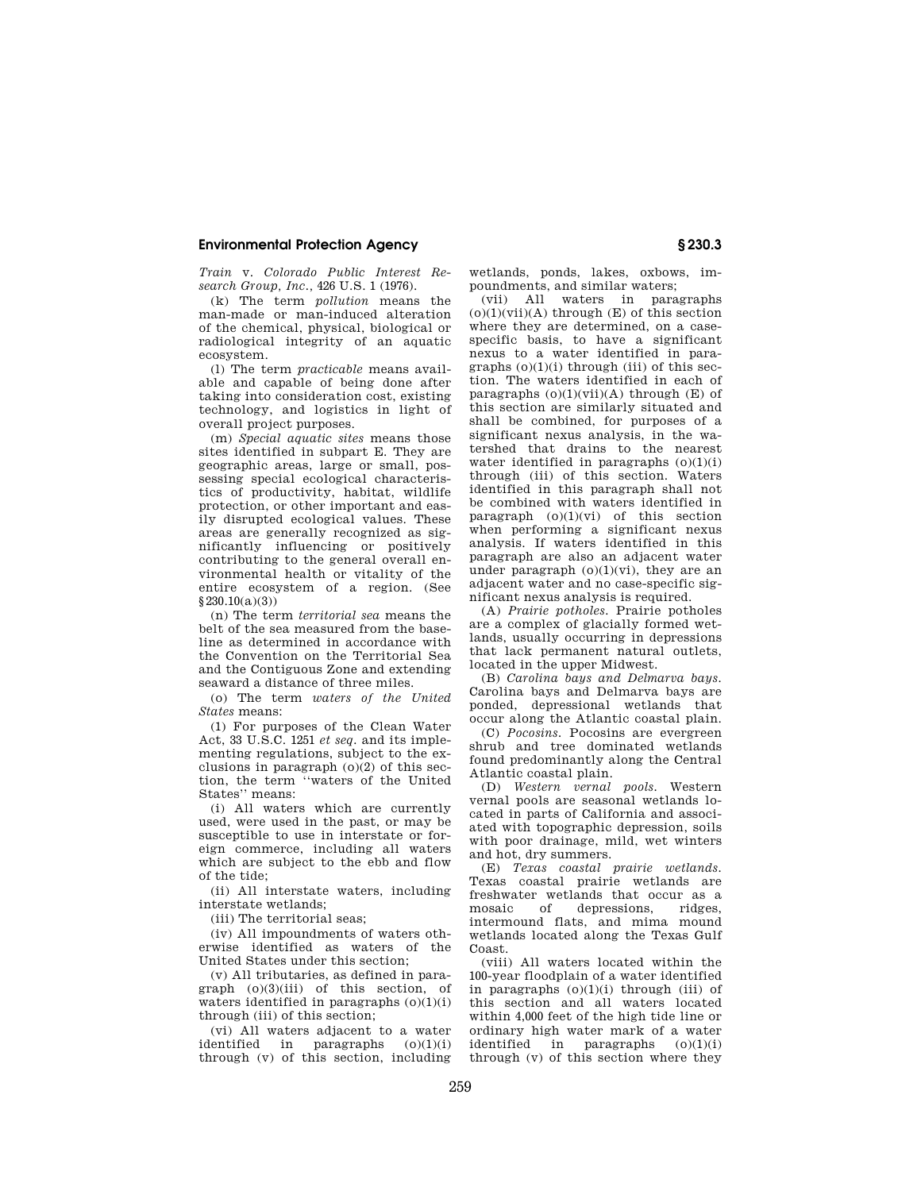*Train* v. *Colorado Public Interest Research Group, Inc.*, 426 U.S. 1 (1976).

(k) The term *pollution* means the man-made or man-induced alteration of the chemical, physical, biological or radiological integrity of an aquatic ecosystem.

(l) The term *practicable* means available and capable of being done after taking into consideration cost, existing technology, and logistics in light of overall project purposes.

(m) *Special aquatic sites* means those sites identified in subpart E. They are geographic areas, large or small, possessing special ecological characteristics of productivity, habitat, wildlife protection, or other important and easily disrupted ecological values. These areas are generally recognized as significantly influencing or positively contributing to the general overall environmental health or vitality of the entire ecosystem of a region. (See §230.10(a)(3))

(n) The term *territorial sea* means the belt of the sea measured from the baseline as determined in accordance with the Convention on the Territorial Sea and the Contiguous Zone and extending seaward a distance of three miles.

(o) The term *waters of the United States* means:

(1) For purposes of the Clean Water Act, 33 U.S.C. 1251 *et seq.* and its implementing regulations, subject to the exclusions in paragraph (o)(2) of this section, the term ''waters of the United States'' means:

(i) All waters which are currently used, were used in the past, or may be susceptible to use in interstate or foreign commerce, including all waters which are subject to the ebb and flow of the tide;

(ii) All interstate waters, including interstate wetlands;

(iii) The territorial seas;

(iv) All impoundments of waters otherwise identified as waters of the United States under this section;

(v) All tributaries, as defined in paragraph (o)(3)(iii) of this section, of waters identified in paragraphs (o)(1)(i) through (iii) of this section;

(vi) All waters adjacent to a water identified in paragraphs (o)(1)(i) through (v) of this section, including wetlands, ponds, lakes, oxbows, impoundments, and similar waters;

(vii) All waters in paragraphs (o)(1)(vii)(A) through (E) of this section where they are determined, on a case-specific basis, to have a significant nexus to a water identified in paragraphs (o)(1)(i) through (iii) of this section. The waters identified in each of paragraphs (o)(1)(vii)(A) through (E) of this section are similarly situated and shall be combined, for purposes of a significant nexus analysis, in the watershed that drains to the nearest water identified in paragraphs (o)(1)(i) through (iii) of this section. Waters identified in this paragraph shall not be combined with waters identified in paragraph (o)(1)(vi) of this section when performing a significant nexus analysis. If waters identified in this paragraph are also an adjacent water under paragraph (o)(1)(vi), they are an adjacent water and no case-specific significant nexus analysis is required.

(A) *Prairie potholes.* Prairie potholes are a complex of glacially formed wetlands, usually occurring in depressions that lack permanent natural outlets, located in the upper Midwest.

(B) *Carolina bays and Delmarva bays.* Carolina bays and Delmarva bays are ponded, depressional wetlands that occur along the Atlantic coastal plain.

(C) *Pocosins.* Pocosins are evergreen shrub and tree dominated wetlands found predominantly along the Central Atlantic coastal plain.

(D) *Western vernal pools.* Western vernal pools are seasonal wetlands located in parts of California and associated with topographic depression, soils with poor drainage, mild, wet winters and hot, dry summers.

(E) *Texas coastal prairie wetlands.* Texas coastal prairie wetlands are freshwater wetlands that occur as a mosaic of depressions, ridges, intermound flats, and mima mound wetlands located along the Texas Gulf Coast.

(viii) All waters located within the 100-year floodplain of a water identified in paragraphs (o)(1)(i) through (iii) of this section and all waters located within 4,000 feet of the high tide line or ordinary high water mark of a water identified in paragraphs (o)(1)(i) through (v) of this section where they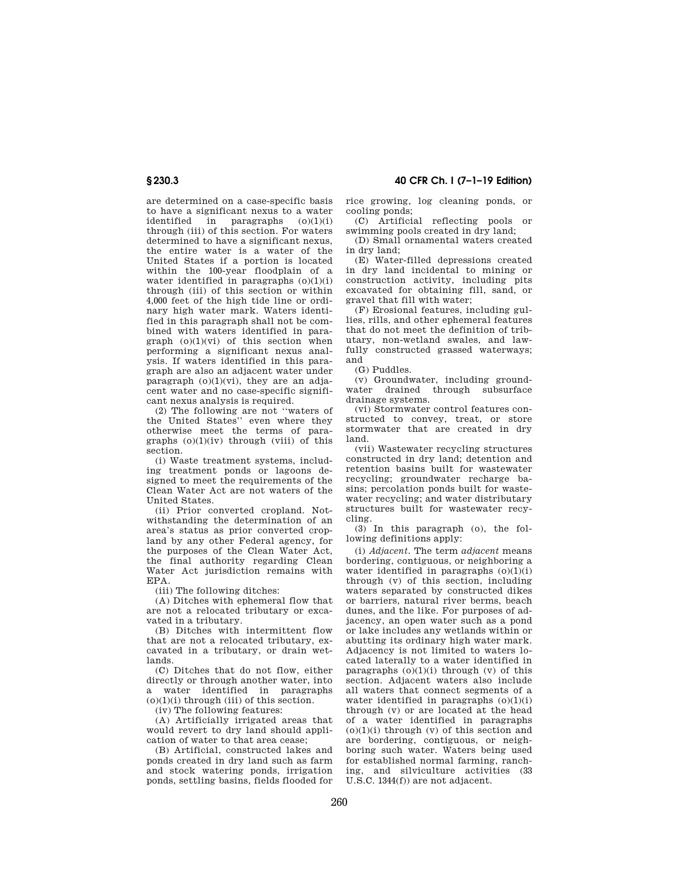are determined on a case-specific basis to have a significant nexus to a water identified in paragraphs (o)(1)(i) through (iii) of this section. For waters determined to have a significant nexus, the entire water is a water of the United States if a portion is located within the 100-year floodplain of a water identified in paragraphs (o)(1)(i) through (iii) of this section or within 4,000 feet of the high tide line or ordinary high water mark. Waters identified in this paragraph shall not be combined with waters identified in paragraph (o)(1)(vi) of this section when performing a significant nexus analysis. If waters identified in this paragraph are also an adjacent water under paragraph (o)(1)(vi), they are an adjacent water and no case-specific significant nexus analysis is required.

(2) The following are not ''waters of the United States'' even where they otherwise meet the terms of paragraphs (o)(1)(iv) through (viii) of this section.

(i) Waste treatment systems, including treatment ponds or lagoons designed to meet the requirements of the Clean Water Act are not waters of the United States.

(ii) Prior converted cropland. Notwithstanding the determination of an area's status as prior converted cropland by any other Federal agency, for the purposes of the Clean Water Act, the final authority regarding Clean Water Act jurisdiction remains with EPA.

(iii) The following ditches:

(A) Ditches with ephemeral flow that are not a relocated tributary or excavated in a tributary.

(B) Ditches with intermittent flow that are not a relocated tributary, excavated in a tributary, or drain wetlands.

(C) Ditches that do not flow, either directly or through another water, into a water identified in paragraphs (o)(1)(i) through (iii) of this section.

(iv) The following features:

(A) Artificially irrigated areas that would revert to dry land should application of water to that area cease;

(B) Artificial, constructed lakes and ponds created in dry land such as farm and stock watering ponds, irrigation ponds, settling basins, fields flooded for rice growing, log cleaning ponds, or cooling ponds;

(C) Artificial reflecting pools or swimming pools created in dry land;

(D) Small ornamental waters created in dry land;

(E) Water-filled depressions created in dry land incidental to mining or construction activity, including pits excavated for obtaining fill, sand, or gravel that fill with water;

(F) Erosional features, including gullies, rills, and other ephemeral features that do not meet the definition of tributary, non-wetland swales, and lawfully constructed grassed waterways; and

(G) Puddles.

(v) Groundwater, including groundwater drained through subsurface drainage systems.

(vi) Stormwater control features constructed to convey, treat, or store stormwater that are created in dry land.

(vii) Wastewater recycling structures constructed in dry land; detention and retention basins built for wastewater recycling; groundwater recharge basins; percolation ponds built for wastewater recycling; and water distributary structures built for wastewater recycling.

(3) In this paragraph (o), the following definitions apply:

(i) *Adjacent.* The term *adjacent* means bordering, contiguous, or neighboring a water identified in paragraphs (o)(1)(i) through (v) of this section, including waters separated by constructed dikes or barriers, natural river berms, beach dunes, and the like. For purposes of adjacency, an open water such as a pond or lake includes any wetlands within or abutting its ordinary high water mark. Adjacency is not limited to waters located laterally to a water identified in paragraphs (o)(1)(i) through (v) of this section. Adjacent waters also include all waters that connect segments of a water identified in paragraphs (o)(1)(i) through (v) or are located at the head of a water identified in paragraphs (o)(1)(i) through (v) of this section and are bordering, contiguous, or neighboring such water. Waters being used for established normal farming, ranching, and silviculture activities (33 U.S.C. 1344(f)) are not adjacent.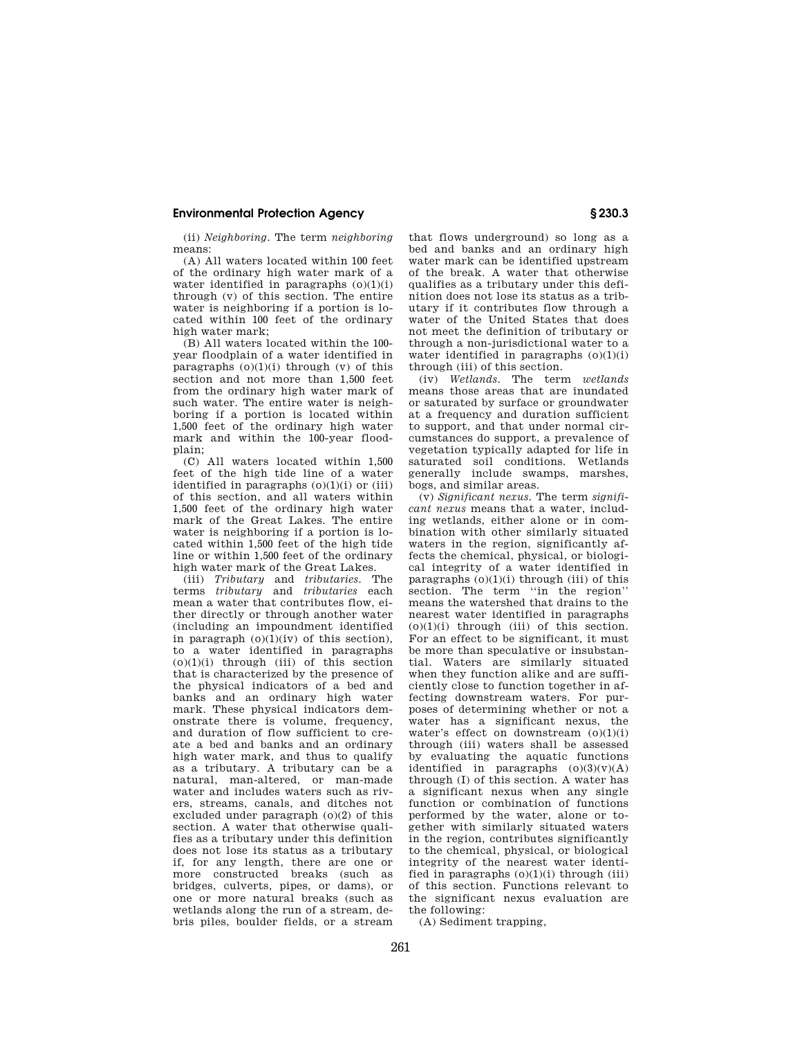(ii) *Neighboring*. The term *neighboring* means:

(A) All waters located within 100 feet of the ordinary high water mark of a water identified in paragraphs (o)(1)(i) through (v) of this section. The entire water is neighboring if a portion is located within 100 feet of the ordinary high water mark;

(B) All waters located within the 100-year floodplain of a water identified in paragraphs (o)(1)(i) through (v) of this section and not more than 1,500 feet from the ordinary high water mark of such water. The entire water is neighboring if a portion is located within 1,500 feet of the ordinary high water mark and within the 100-year floodplain;

(C) All waters located within 1,500 feet of the high tide line of a water identified in paragraphs (o)(1)(i) or (iii) of this section, and all waters within 1,500 feet of the ordinary high water mark of the Great Lakes. The entire water is neighboring if a portion is located within 1,500 feet of the high tide line or within 1,500 feet of the ordinary high water mark of the Great Lakes.

(iii) *Tributary* and *tributaries*. The terms *tributary* and *tributaries* each mean a water that contributes flow, either directly or through another water (including an impoundment identified in paragraph (o)(1)(iv) of this section), to a water identified in paragraphs (o)(1)(i) through (iii) of this section that is characterized by the presence of the physical indicators of a bed and banks and an ordinary high water mark. These physical indicators demonstrate there is volume, frequency, and duration of flow sufficient to create a bed and banks and an ordinary high water mark, and thus to qualify as a tributary. A tributary can be a natural, man-altered, or man-made water and includes waters such as rivers, streams, canals, and ditches not excluded under paragraph (o)(2) of this section. A water that otherwise qualifies as a tributary under this definition does not lose its status as a tributary if, for any length, there are one or more constructed breaks (such as bridges, culverts, pipes, or dams), or one or more natural breaks (such as wetlands along the run of a stream, debris piles, boulder fields, or a stream that flows underground) so long as a bed and banks and an ordinary high water mark can be identified upstream of the break. A water that otherwise qualifies as a tributary under this definition does not lose its status as a tributary if it contributes flow through a water of the United States that does not meet the definition of tributary or through a non-jurisdictional water to a water identified in paragraphs (o)(1)(i) through (iii) of this section.

(iv) *Wetlands*. The term *wetlands* means those areas that are inundated or saturated by surface or groundwater at a frequency and duration sufficient to support, and that under normal circumstances do support, a prevalence of vegetation typically adapted for life in saturated soil conditions. Wetlands generally include swamps, marshes, bogs, and similar areas.

(v) *Significant nexus*. The term *significant nexus* means that a water, including wetlands, either alone or in combination with other similarly situated waters in the region, significantly affects the chemical, physical, or biological integrity of a water identified in paragraphs (o)(1)(i) through (iii) of this section. The term "in the region" means the watershed that drains to the nearest water identified in paragraphs (o)(1)(i) through (iii) of this section. For an effect to be significant, it must be more than speculative or insubstantial. Waters are similarly situated when they function alike and are sufficiently close to function together in affecting downstream waters. For purposes of determining whether or not a water has a significant nexus, the water's effect on downstream (o)(1)(i) through (iii) waters shall be assessed by evaluating the aquatic functions identified in paragraphs (o)(3)(v)(A) through (I) of this section. A water has a significant nexus when any single function or combination of functions performed by the water, alone or together with similarly situated waters in the region, contributes significantly to the chemical, physical, or biological integrity of the nearest water identified in paragraphs (o)(1)(i) through (iii) of this section. Functions relevant to the significant nexus evaluation are the following:

(A) Sediment trapping,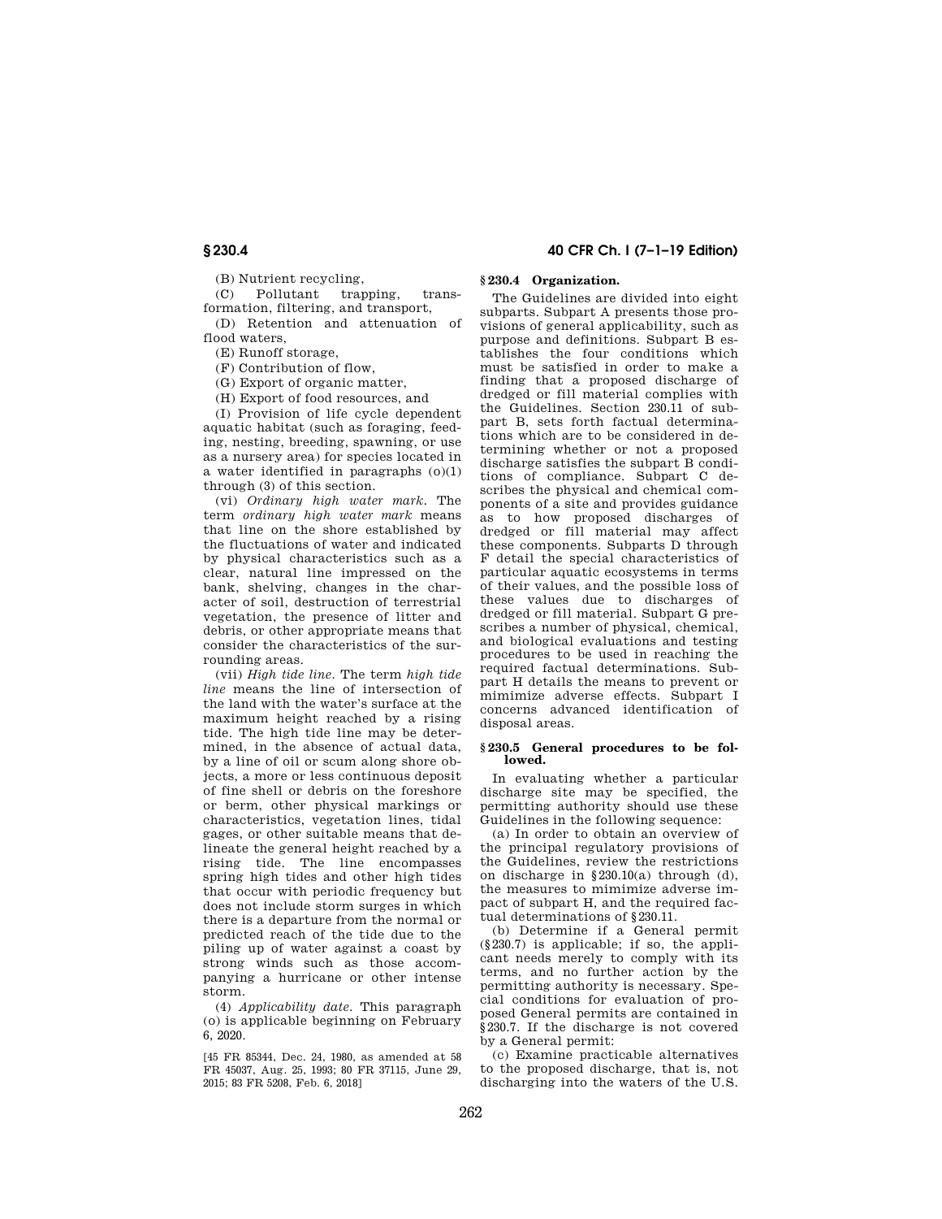(B) Nutrient recycling,

(C) Pollutant trapping, transformation, filtering, and transport,

(D) Retention and attenuation of flood waters,

(E) Runoff storage,

(F) Contribution of flow,

(G) Export of organic matter,

(H) Export of food resources, and

(I) Provision of life cycle dependent aquatic habitat (such as foraging, feeding, nesting, breeding, spawning, or use as a nursery area) for species located in a water identified in paragraphs (o)(1) through (3) of this section.

(vi) *Ordinary high water mark.* The term *ordinary high water mark* means that line on the shore established by the fluctuations of water and indicated by physical characteristics such as a clear, natural line impressed on the bank, shelving, changes in the character of soil, destruction of terrestrial vegetation, the presence of litter and debris, or other appropriate means that consider the characteristics of the surrounding areas.

(vii) *High tide line.* The term *high tide line* means the line of intersection of the land with the water's surface at the maximum height reached by a rising tide. The high tide line may be determined, in the absence of actual data, by a line of oil or scum along shore objects, a more or less continuous deposit of fine shell or debris on the foreshore or berm, other physical markings or characteristics, vegetation lines, tidal gages, or other suitable means that delineate the general height reached by a rising tide. The line encompasses spring high tides and other high tides that occur with periodic frequency but does not include storm surges in which there is a departure from the normal or predicted reach of the tide due to the piling up of water against a coast by strong winds such as those accompanying a hurricane or other intense storm.

(4) *Applicability date.* This paragraph (o) is applicable beginning on February 6, 2020.

[45 FR 85344, Dec. 24, 1980, as amended at 58 FR 45037, Aug. 25, 1993; 80 FR 37115, June 29, 2015; 83 FR 5208, Feb. 6, 2018]

## § 230.4 Organization.

The Guidelines are divided into eight subparts. Subpart A presents those provisions of general applicability, such as purpose and definitions. Subpart B establishes the four conditions which must be satisfied in order to make a finding that a proposed discharge of dredged or fill material complies with the Guidelines. Section 230.11 of subpart B, sets forth factual determinations which are to be considered in determining whether or not a proposed discharge satisfies the subpart B conditions of compliance. Subpart C describes the physical and chemical components of a site and provides guidance as to how proposed discharges of dredged or fill material may affect these components. Subparts D through F detail the special characteristics of particular aquatic ecosystems in terms of their values, and the possible loss of these values due to discharges of dredged or fill material. Subpart G prescribes a number of physical, chemical, and biological evaluations and testing procedures to be used in reaching the required factual determinations. Subpart H details the means to prevent or mimimize adverse effects. Subpart I concerns advanced identification of disposal areas.

## § 230.5 General procedures to be followed.

In evaluating whether a particular discharge site may be specified, the permitting authority should use these Guidelines in the following sequence:

(a) In order to obtain an overview of the principal regulatory provisions of the Guidelines, review the restrictions on discharge in §230.10(a) through (d), the measures to mimimize adverse impact of subpart H, and the required factual determinations of §230.11.

(b) Determine if a General permit (§230.7) is applicable; if so, the applicant needs merely to comply with its terms, and no further action by the permitting authority is necessary. Special conditions for evaluation of proposed General permits are contained in §230.7. If the discharge is not covered by a General permit:

(c) Examine practicable alternatives to the proposed discharge, that is, not discharging into the waters of the U.S.